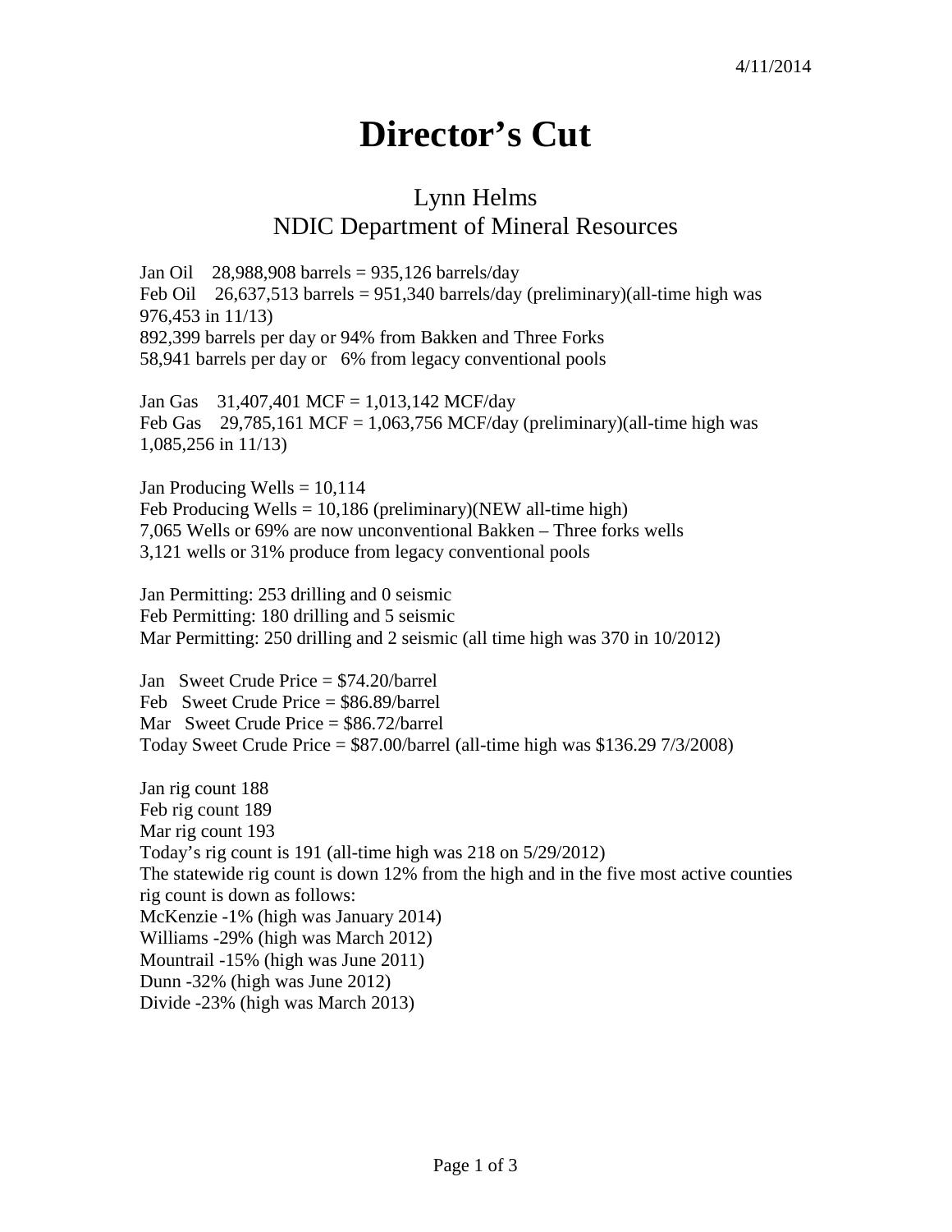4/11/2014

# Director's Cut

## Lynn Helms
## NDIC Department of Mineral Resources

Jan Oil 28,988,908 barrels = 935,126 barrels/day
Feb Oil 26,637,513 barrels = 951,340 barrels/day (preliminary)(all-time high was 976,453 in 11/13)
892,399 barrels per day or 94% from Bakken and Three Forks
58,941 barrels per day or 6% from legacy conventional pools

Jan Gas 31,407,401 MCF = 1,013,142 MCF/day
Feb Gas 29,785,161 MCF = 1,063,756 MCF/day (preliminary)(all-time high was 1,085,256 in 11/13)

Jan Producing Wells = 10,114
Feb Producing Wells = 10,186 (preliminary)(NEW all-time high)
7,065 Wells or 69% are now unconventional Bakken – Three forks wells
3,121 wells or 31% produce from legacy conventional pools

Jan Permitting: 253 drilling and 0 seismic
Feb Permitting: 180 drilling and 5 seismic
Mar Permitting: 250 drilling and 2 seismic (all time high was 370 in 10/2012)

Jan Sweet Crude Price = $74.20/barrel
Feb Sweet Crude Price = $86.89/barrel
Mar Sweet Crude Price = $86.72/barrel
Today Sweet Crude Price = $87.00/barrel (all-time high was $136.29 7/3/2008)

Jan rig count 188
Feb rig count 189
Mar rig count 193
Today's rig count is 191 (all-time high was 218 on 5/29/2012)
The statewide rig count is down 12% from the high and in the five most active counties rig count is down as follows:
McKenzie -1% (high was January 2014)
Williams -29% (high was March 2012)
Mountrail -15% (high was June 2011)
Dunn -32% (high was June 2012)
Divide -23% (high was March 2013)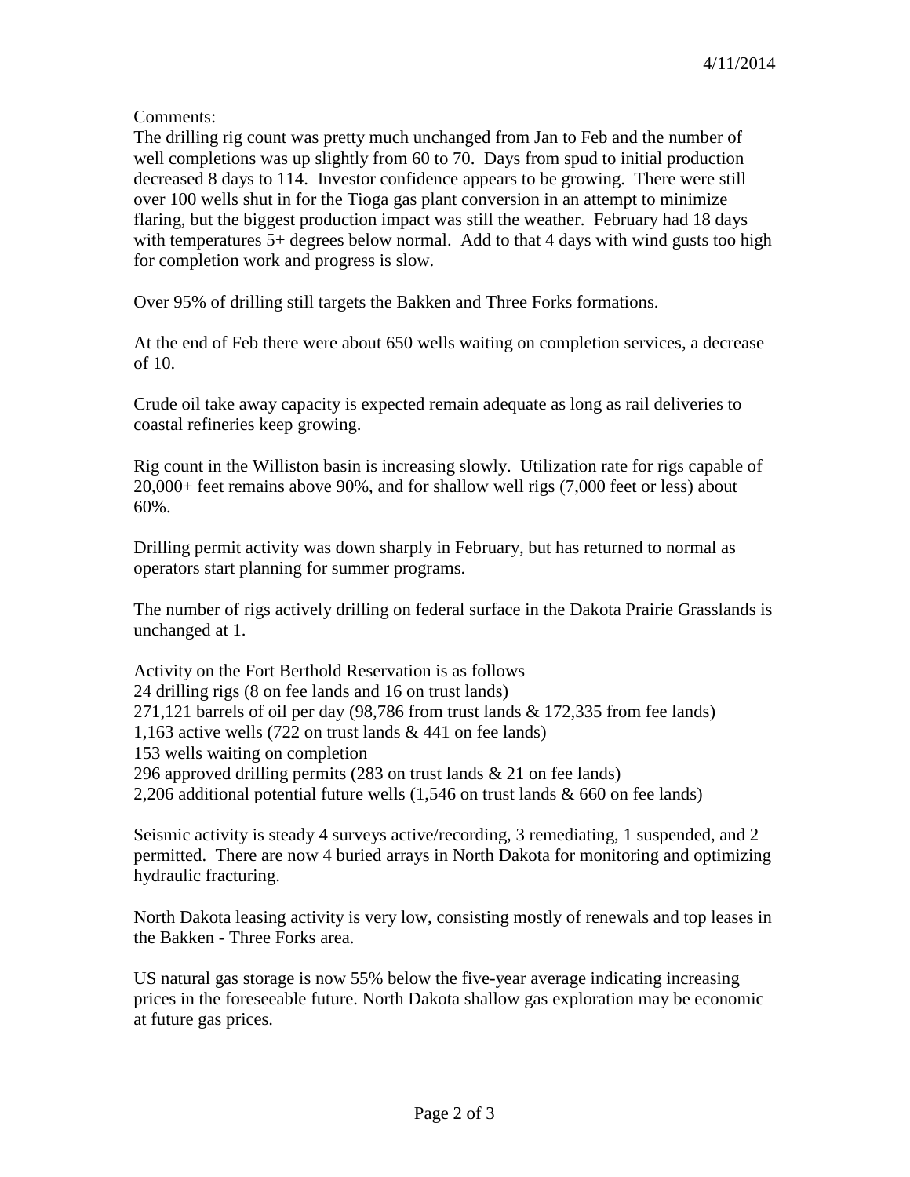4/11/2014

Comments:
The drilling rig count was pretty much unchanged from Jan to Feb and the number of well completions was up slightly from 60 to 70. Days from spud to initial production decreased 8 days to 114. Investor confidence appears to be growing. There were still over 100 wells shut in for the Tioga gas plant conversion in an attempt to minimize flaring, but the biggest production impact was still the weather. February had 18 days with temperatures 5+ degrees below normal. Add to that 4 days with wind gusts too high for completion work and progress is slow.

Over 95% of drilling still targets the Bakken and Three Forks formations.

At the end of Feb there were about 650 wells waiting on completion services, a decrease of 10.

Crude oil take away capacity is expected remain adequate as long as rail deliveries to coastal refineries keep growing.

Rig count in the Williston basin is increasing slowly. Utilization rate for rigs capable of 20,000+ feet remains above 90%, and for shallow well rigs (7,000 feet or less) about 60%.

Drilling permit activity was down sharply in February, but has returned to normal as operators start planning for summer programs.

The number of rigs actively drilling on federal surface in the Dakota Prairie Grasslands is unchanged at 1.

Activity on the Fort Berthold Reservation is as follows
24 drilling rigs (8 on fee lands and 16 on trust lands)
271,121 barrels of oil per day (98,786 from trust lands & 172,335 from fee lands)
1,163 active wells (722 on trust lands & 441 on fee lands)
153 wells waiting on completion
296 approved drilling permits (283 on trust lands & 21 on fee lands)
2,206 additional potential future wells (1,546 on trust lands & 660 on fee lands)

Seismic activity is steady 4 surveys active/recording, 3 remediating, 1 suspended, and 2 permitted. There are now 4 buried arrays in North Dakota for monitoring and optimizing hydraulic fracturing.

North Dakota leasing activity is very low, consisting mostly of renewals and top leases in the Bakken - Three Forks area.

US natural gas storage is now 55% below the five-year average indicating increasing prices in the foreseeable future. North Dakota shallow gas exploration may be economic at future gas prices.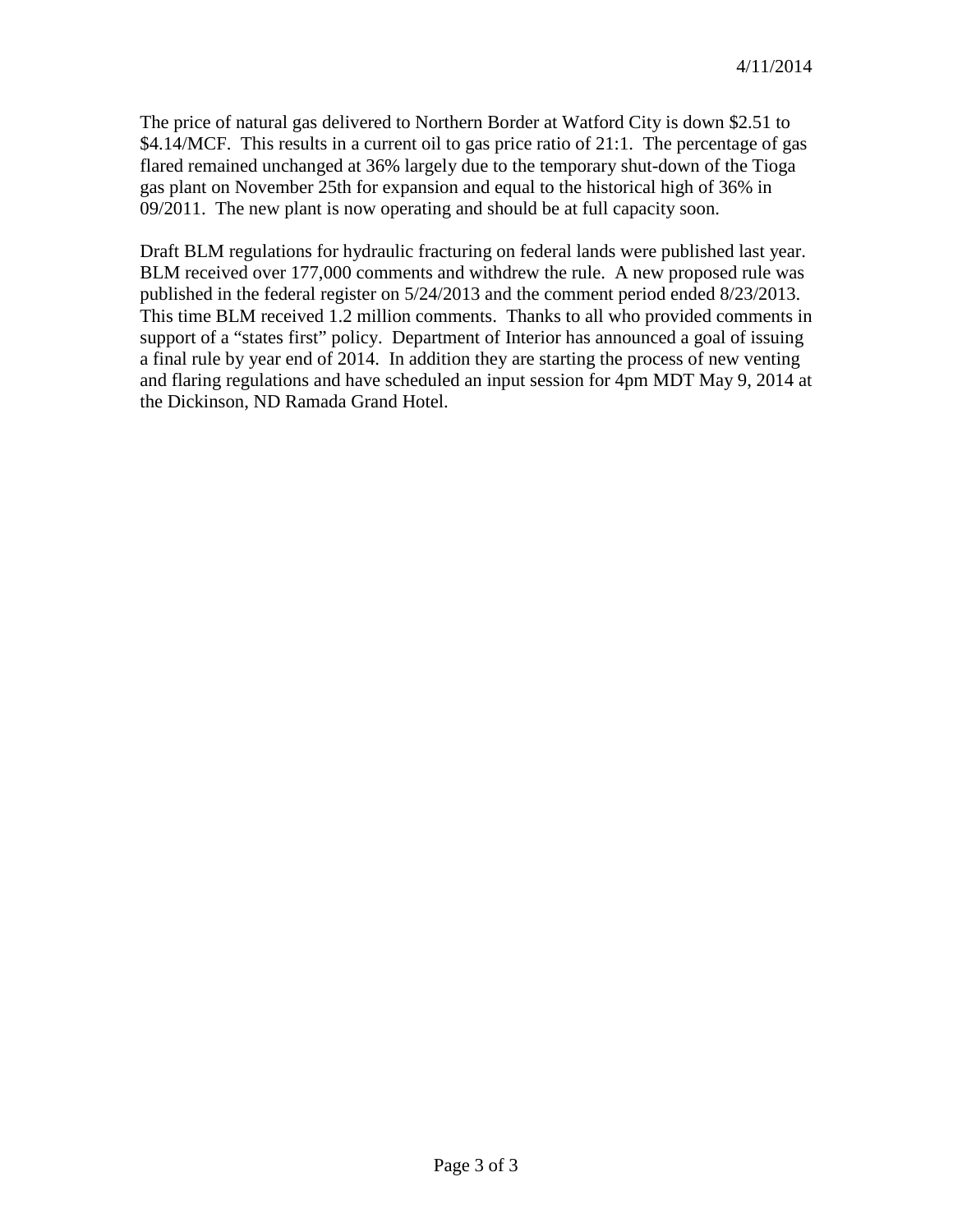4/11/2014

The price of natural gas delivered to Northern Border at Watford City is down $2.51 to $4.14/MCF. This results in a current oil to gas price ratio of 21:1. The percentage of gas flared remained unchanged at 36% largely due to the temporary shut-down of the Tioga gas plant on November 25th for expansion and equal to the historical high of 36% in 09/2011. The new plant is now operating and should be at full capacity soon.

Draft BLM regulations for hydraulic fracturing on federal lands were published last year. BLM received over 177,000 comments and withdrew the rule. A new proposed rule was published in the federal register on 5/24/2013 and the comment period ended 8/23/2013. This time BLM received 1.2 million comments. Thanks to all who provided comments in support of a "states first" policy. Department of Interior has announced a goal of issuing a final rule by year end of 2014. In addition they are starting the process of new venting and flaring regulations and have scheduled an input session for 4pm MDT May 9, 2014 at the Dickinson, ND Ramada Grand Hotel.